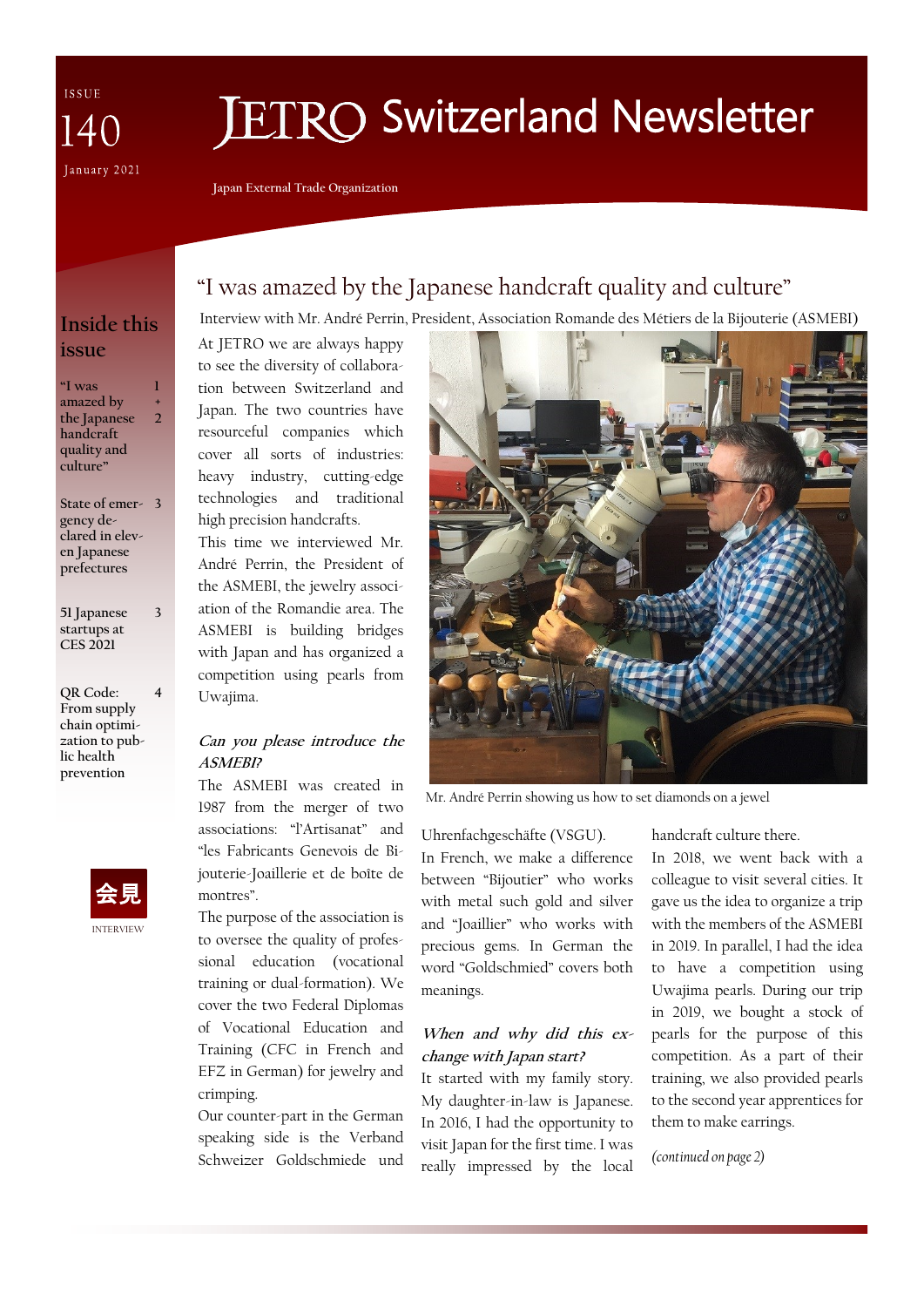ISSUE 140

January 2021

# JETRO Switzerland Newsletter

Japan External Trade Organization

## Inside this issue

| | |
|---|---|
| "I was amazed by the Japanese handcraft quality and culture" | 1 + 2 |
| State of emergency declared in eleven Japanese prefectures | 3 |
| 51 Japanese startups at CES 2021 | 3 |
| QR Code: From supply chain optimization to public health prevention | 4 |

会見

INTERVIEW

## "I was amazed by the Japanese handcraft quality and culture"

Interview with Mr. André Perrin, President, Association Romande des Métiers de la Bijouterie (ASMEBI)

At JETRO we are always happy to see the diversity of collaboration between Switzerland and Japan. The two countries have resourceful companies which cover all sorts of industries: heavy industry, cutting-edge technologies and traditional high precision handcrafts.

This time we interviewed Mr. André Perrin, the President of the ASMEBI, the jewelry association of the Romandie area. The ASMEBI is building bridges with Japan and has organized a competition using pearls from Uwajima.

Mr. André Perrin showing us how to set diamonds on a jewel

***Can you please introduce the ASMEBI?***

The ASMEBI was created in 1987 from the merger of two associations: "l'Artisanat" and "les Fabricants Genevois de Bijouterie-Joaillerie et de boîte de montres".

The purpose of the association is to oversee the quality of professional education (vocational training or dual-formation). We cover the two Federal Diplomas of Vocational Education and Training (CFC in French and EFZ in German) for jewelry and crimping.

Our counter-part in the German speaking side is the Verband Schweizer Goldschmiede und Uhrenfachgeschäfte (VSGU).

In French, we make a difference between "Bijoutier" who works with metal such gold and silver and "Joaillier" who works with precious gems. In German the word "Goldschmied" covers both meanings.

***When and why did this exchange with Japan start?***

It started with my family story. My daughter-in-law is Japanese. In 2016, I had the opportunity to visit Japan for the first time. I was really impressed by the local handcraft culture there.

In 2018, we went back with a colleague to visit several cities. It gave us the idea to organize a trip with the members of the ASMEBI in 2019. In parallel, I had the idea to have a competition using Uwajima pearls. During our trip in 2019, we bought a stock of pearls for the purpose of this competition. As a part of their training, we also provided pearls to the second year apprentices for them to make earrings.

*(continued on page 2)*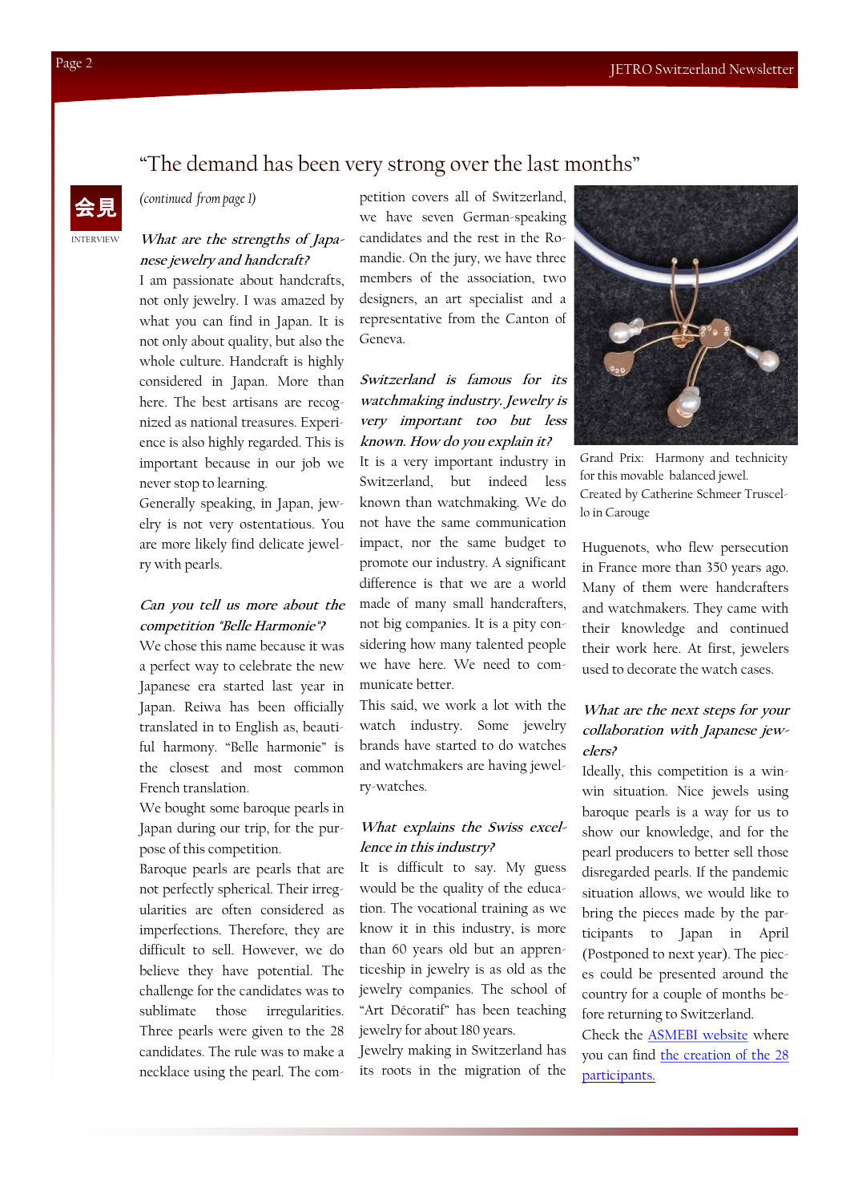## “The demand has been very strong over the last months”

会見

INTERVIEW

*(continued from page 1)*

***What are the strengths of Japanese jewelry and handcraft?***

I am passionate about handcrafts, not only jewelry. I was amazed by what you can find in Japan. It is not only about quality, but also the whole culture. Handcraft is highly considered in Japan. More than here. The best artisans are recognized as national treasures. Experience is also highly regarded. This is important because in our job we never stop to learning.

Generally speaking, in Japan, jewelry is not very ostentatious. You are more likely find delicate jewelry with pearls.

***Can you tell us more about the competition "Belle Harmonie"?***

We chose this name because it was a perfect way to celebrate the new Japanese era started last year in Japan. Reiwa has been officially translated in to English as, beautiful harmony. “Belle harmonie” is the closest and most common French translation.

We bought some baroque pearls in Japan during our trip, for the purpose of this competition.

Baroque pearls are pearls that are not perfectly spherical. Their irregularities are often considered as imperfections. Therefore, they are difficult to sell. However, we do believe they have potential. The challenge for the candidates was to sublimate those irregularities. Three pearls were given to the 28 candidates. The rule was to make a necklace using the pearl. The competition covers all of Switzerland, we have seven German-speaking candidates and the rest in the Romandie. On the jury, we have three members of the association, two designers, an art specialist and a representative from the Canton of Geneva.

***Switzerland is famous for its watchmaking industry. Jewelry is very important too but less known. How do you explain it?***

It is a very important industry in Switzerland, but indeed less known than watchmaking. We do not have the same communication impact, nor the same budget to promote our industry. A significant difference is that we are a world made of many small handcrafters, not big companies. It is a pity considering how many talented people we have here. We need to communicate better.

This said, we work a lot with the watch industry. Some jewelry brands have started to do watches and watchmakers are having jewelry-watches.

***What explains the Swiss excellence in this industry?***

It is difficult to say. My guess would be the quality of the education. The vocational training as we know it in this industry, is more than 60 years old but an apprenticeship in jewelry is as old as the jewelry companies. The school of “Art Décoratif” has been teaching jewelry for about 180 years.

Jewelry making in Switzerland has its roots in the migration of the Huguenots, who flew persecution in France more than 350 years ago. Many of them were handcrafters and watchmakers. They came with their knowledge and continued their work here. At first, jewelers used to decorate the watch cases.

Grand Prix: Harmony and technicity for this movable balanced jewel. Created by Catherine Schmeer Truscello in Carouge

***What are the next steps for your collaboration with Japanese jewelers?***

Ideally, this competition is a win-win situation. Nice jewels using baroque pearls is a way for us to show our knowledge, and for the pearl producers to better sell those disregarded pearls. If the pandemic situation allows, we would like to bring the pieces made by the participants to Japan in April (Postponed to next year). The pieces could be presented around the country for a couple of months before returning to Switzerland.

Check the ASMEBI website where you can find the creation of the 28 participants.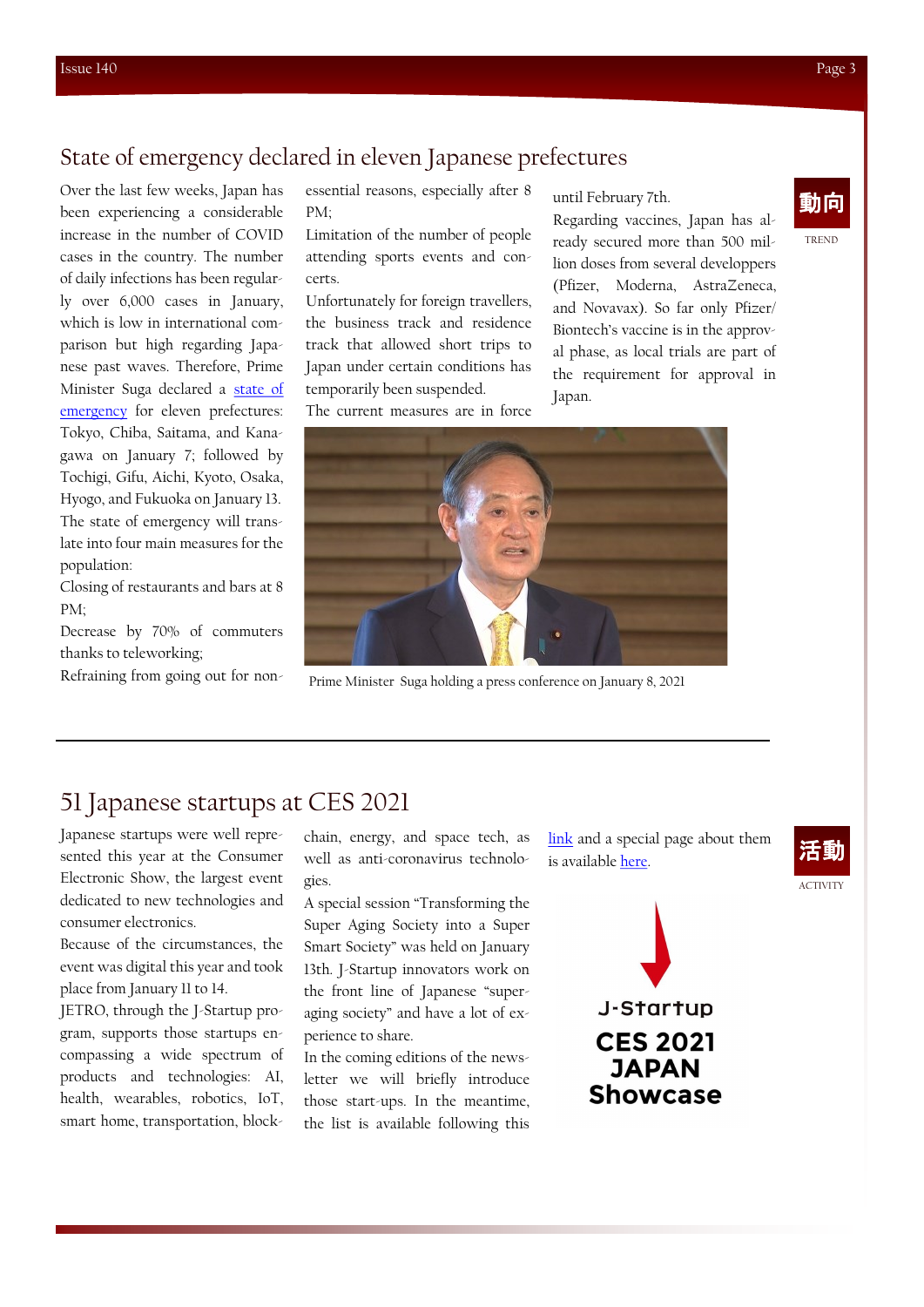## State of emergency declared in eleven Japanese prefectures

動向

TREND

Over the last few weeks, Japan has been experiencing a considerable increase in the number of COVID cases in the country. The number of daily infections has been regularly over 6,000 cases in January, which is low in international comparison but high regarding Japanese past waves. Therefore, Prime Minister Suga declared a [state of emergency]() for eleven prefectures: Tokyo, Chiba, Saitama, and Kanagawa on January 7; followed by Tochigi, Gifu, Aichi, Kyoto, Osaka, Hyogo, and Fukuoka on January 13.

The state of emergency will translate into four main measures for the population:

Closing of restaurants and bars at 8 PM;

Decrease by 70% of commuters thanks to teleworking;

Refraining from going out for non-essential reasons, especially after 8 PM;

Limitation of the number of people attending sports events and concerts.

Unfortunately for foreign travellers, the business track and residence track that allowed short trips to Japan under certain conditions has temporarily been suspended.

The current measures are in force until February 7th.

Regarding vaccines, Japan has already secured more than 500 million doses from several developpers (Pfizer, Moderna, AstraZeneca, and Novavax). So far only Pfizer/Biontech's vaccine is in the approval phase, as local trials are part of the requirement for approval in Japan.

Prime Minister Suga holding a press conference on January 8, 2021

## 51 Japanese startups at CES 2021

活動

ACTIVITY

Japanese startups were well represented this year at the Consumer Electronic Show, the largest event dedicated to new technologies and consumer electronics.

Because of the circumstances, the event was digital this year and took place from January 11 to 14.

JETRO, through the J-Startup program, supports those startups encompassing a wide spectrum of products and technologies: AI, health, wearables, robotics, IoT, smart home, transportation, blockchain, energy, and space tech, as well as anti-coronavirus technologies.

A special session "Transforming the Super Aging Society into a Super Smart Society" was held on January 13th. J-Startup innovators work on the front line of Japanese "super-aging society" and have a lot of experience to share.

In the coming editions of the newsletter we will briefly introduce those start-ups. In the meantime, the list is available following this [link]() and a special page about them is available [here]().

J-Startup CES 2021 JAPAN Showcase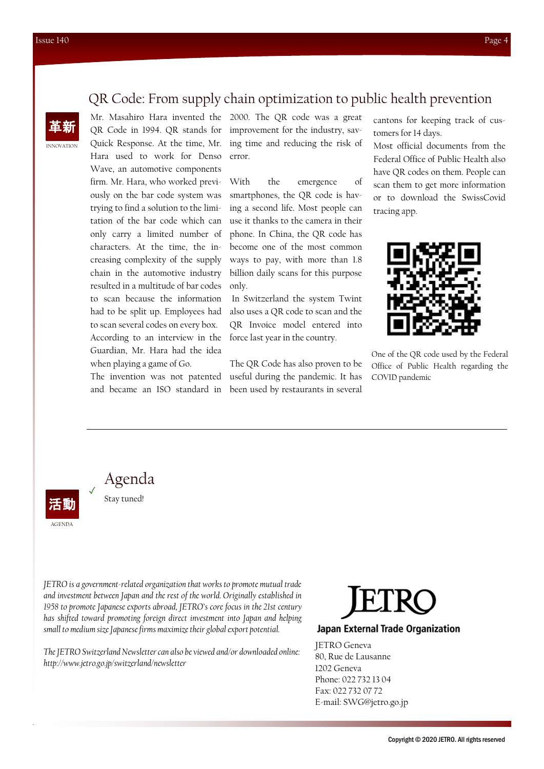## QR Code: From supply chain optimization to public health prevention

革新

INNOVATION

Mr. Masahiro Hara invented the QR Code in 1994. QR stands for Quick Response. At the time, Mr. Hara used to work for Denso Wave, an automotive components firm. Mr. Hara, who worked previously on the bar code system was trying to find a solution to the limitation of the bar code which can only carry a limited number of characters. At the time, the increasing complexity of the supply chain in the automotive industry resulted in a multitude of bar codes to scan because the information had to be split up. Employees had to scan several codes on every box.

According to an interview in the Guardian, Mr. Hara had the idea when playing a game of Go.

The invention was not patented and became an ISO standard in 2000. The QR code was a great improvement for the industry, saving time and reducing the risk of error.

With the emergence of smartphones, the QR code is having a second life. Most people can use it thanks to the camera in their phone. In China, the QR code has become one of the most common ways to pay, with more than 1.8 billion daily scans for this purpose only.

In Switzerland the system Twint also uses a QR code to scan and the QR Invoice model entered into force last year in the country.

The QR Code has also proven to be useful during the pandemic. It has been used by restaurants in several cantons for keeping track of customers for 14 days.

Most official documents from the Federal Office of Public Health also have QR codes on them. People can scan them to get more information or to download the SwissCovid tracing app.

One of the QR code used by the Federal Office of Public Health regarding the COVID pandemic

---

## Agenda

活動

AGENDA

✓ Stay tuned!

*JETRO is a government-related organization that works to promote mutual trade and investment between Japan and the rest of the world. Originally established in 1958 to promote Japanese exports abroad, JETRO's core focus in the 21st century has shifted toward promoting foreign direct investment into Japan and helping small to medium size Japanese firms maximize their global export potential.*

*The JETRO Switzerland Newsletter can also be viewed and/or downloaded online: http://www.jetro.go.jp/switzerland/newsletter*

JETRO

Japan External Trade Organization

JETRO Geneva
80, Rue de Lausanne
1202 Geneva
Phone: 022 732 13 04
Fax: 022 732 07 72
E-mail: SWG@jetro.go.jp

Copyright © 2020 JETRO. All rights reserved